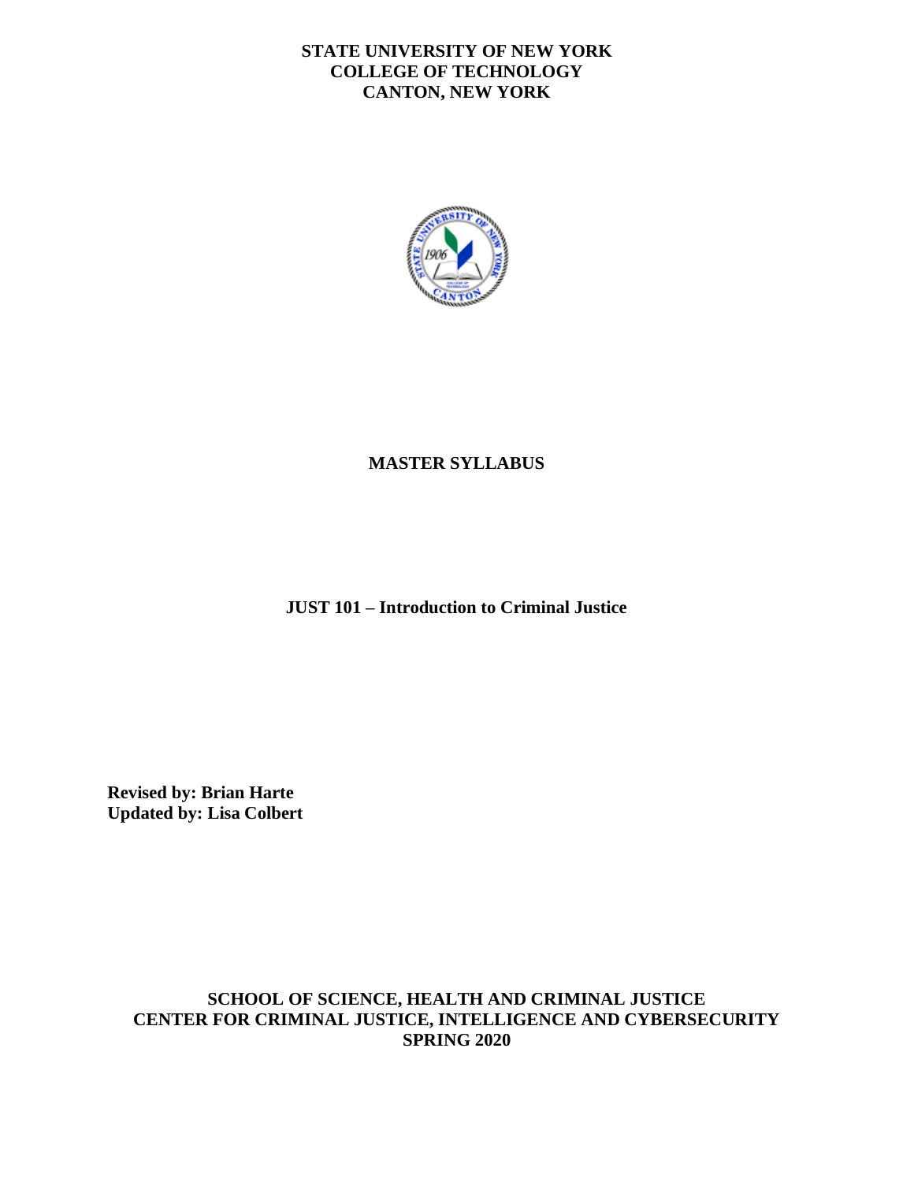**STATE UNIVERSITY OF NEW YORK**
**COLLEGE OF TECHNOLOGY**
**CANTON, NEW YORK**

# MASTER SYLLABUS

## JUST 101 – Introduction to Criminal Justice

**Revised by: Brian Harte**
**Updated by: Lisa Colbert**

**SCHOOL OF SCIENCE, HEALTH AND CRIMINAL JUSTICE**
**CENTER FOR CRIMINAL JUSTICE, INTELLIGENCE AND CYBERSECURITY**
**SPRING 2020**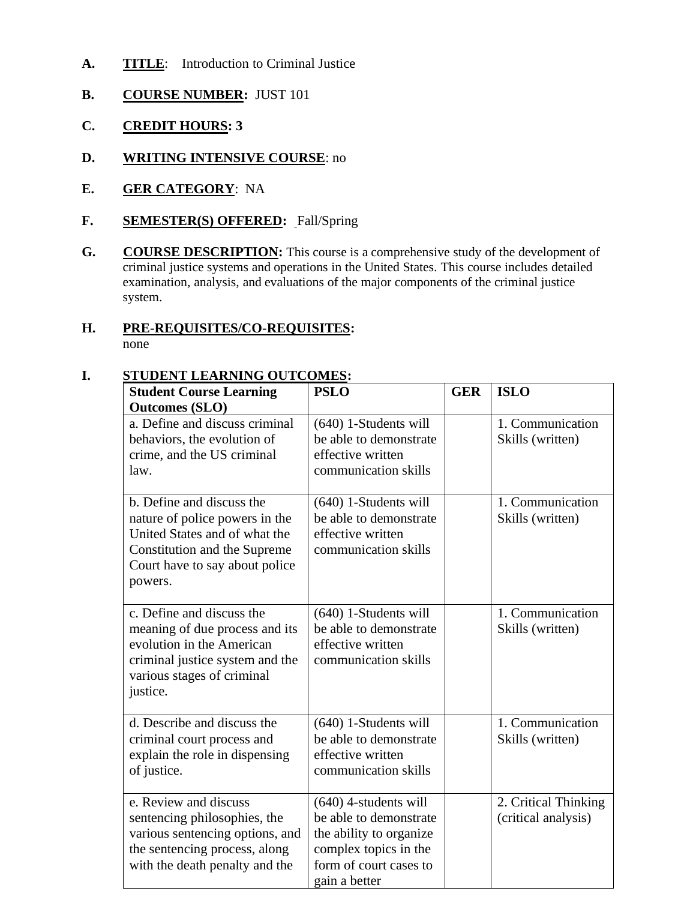**A.** **TITLE**: Introduction to Criminal Justice

**B.** **COURSE NUMBER:** JUST 101

**C.** **CREDIT HOURS: 3**

**D.** **WRITING INTENSIVE COURSE**: no

**E.** **GER CATEGORY**: NA

**F.** **SEMESTER(S) OFFERED:** Fall/Spring

**G.** **COURSE DESCRIPTION:** This course is a comprehensive study of the development of criminal justice systems and operations in the United States. This course includes detailed examination, analysis, and evaluations of the major components of the criminal justice system.

**H.** **PRE-REQUISITES/CO-REQUISITES:**
none

**I.** **STUDENT LEARNING OUTCOMES:**

| Student Course Learning Outcomes (SLO) | PSLO | GER | ISLO |
|---|---|---|---|
| a. Define and discuss criminal behaviors, the evolution of crime, and the US criminal law. | (640) 1-Students will be able to demonstrate effective written communication skills | | 1. Communication Skills (written) |
| b. Define and discuss the nature of police powers in the United States and of what the Constitution and the Supreme Court have to say about police powers. | (640) 1-Students will be able to demonstrate effective written communication skills | | 1. Communication Skills (written) |
| c. Define and discuss the meaning of due process and its evolution in the American criminal justice system and the various stages of criminal justice. | (640) 1-Students will be able to demonstrate effective written communication skills | | 1. Communication Skills (written) |
| d. Describe and discuss the criminal court process and explain the role in dispensing of justice. | (640) 1-Students will be able to demonstrate effective written communication skills | | 1. Communication Skills (written) |
| e. Review and discuss sentencing philosophies, the various sentencing options, and the sentencing process, along with the death penalty and the | (640) 4-students will be able to demonstrate the ability to organize complex topics in the form of court cases to gain a better | | 2. Critical Thinking (critical analysis) |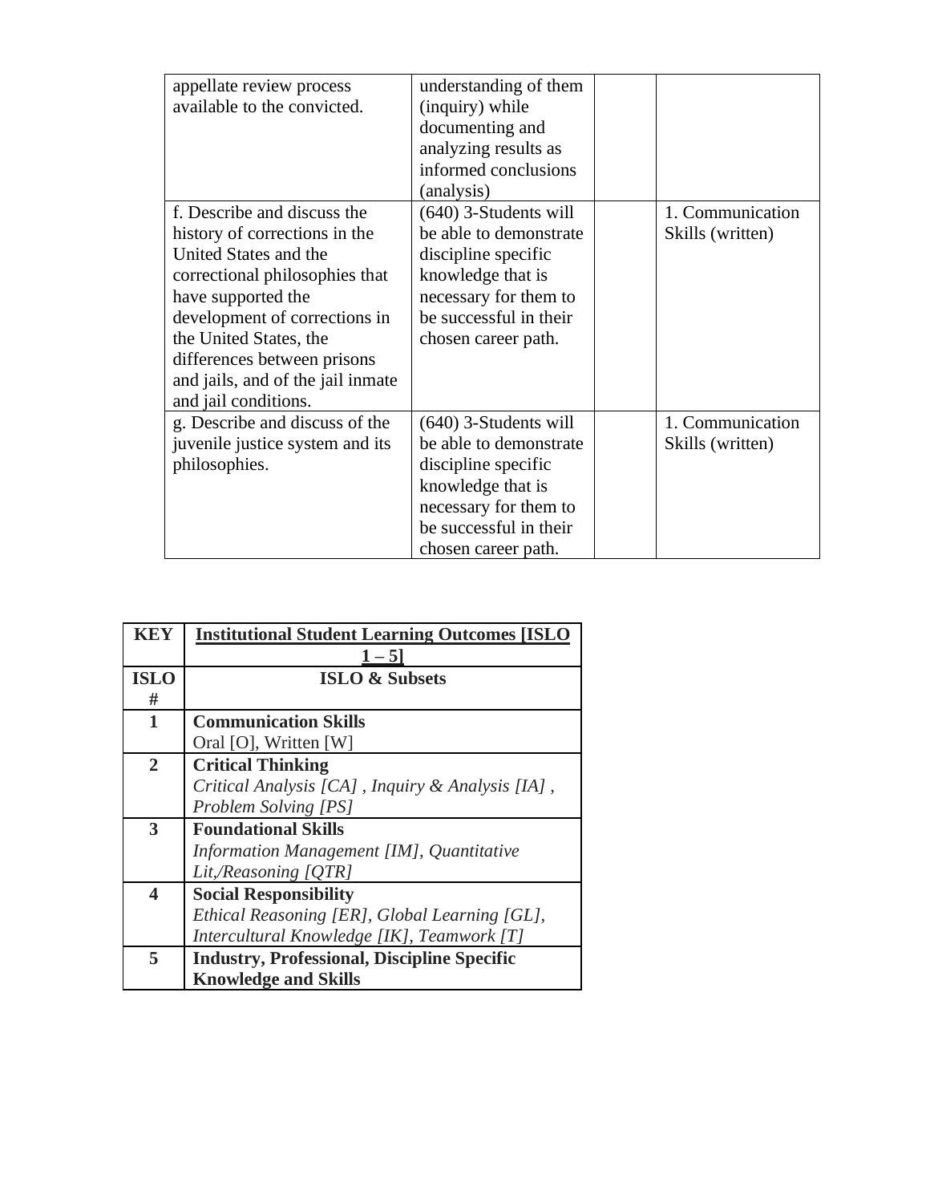| | | | |
|---|---|---|---|
| appellate review process available to the convicted. | understanding of them (inquiry) while documenting and analyzing results as informed conclusions (analysis) | | |
| f. Describe and discuss the history of corrections in the United States and the correctional philosophies that have supported the development of corrections in the United States, the differences between prisons and jails, and of the jail inmate and jail conditions. | (640) 3-Students will be able to demonstrate discipline specific knowledge that is necessary for them to be successful in their chosen career path. | | 1. Communication Skills (written) |
| g. Describe and discuss of the juvenile justice system and its philosophies. | (640) 3-Students will be able to demonstrate discipline specific knowledge that is necessary for them to be successful in their chosen career path. | | 1. Communication Skills (written) |

| **KEY** | **Institutional Student Learning Outcomes [ISLO 1 – 5]** |
|---|---|
| **ISLO #** | **ISLO & Subsets** |
| **1** | **Communication Skills**<br>Oral [O], Written [W] |
| **2** | **Critical Thinking**<br>*Critical Analysis [CA] , Inquiry & Analysis [IA] , Problem Solving [PS]* |
| **3** | **Foundational Skills**<br>*Information Management [IM], Quantitative Lit,/Reasoning [QTR]* |
| **4** | **Social Responsibility**<br>*Ethical Reasoning [ER], Global Learning [GL], Intercultural Knowledge [IK], Teamwork [T]* |
| **5** | **Industry, Professional, Discipline Specific Knowledge and Skills** |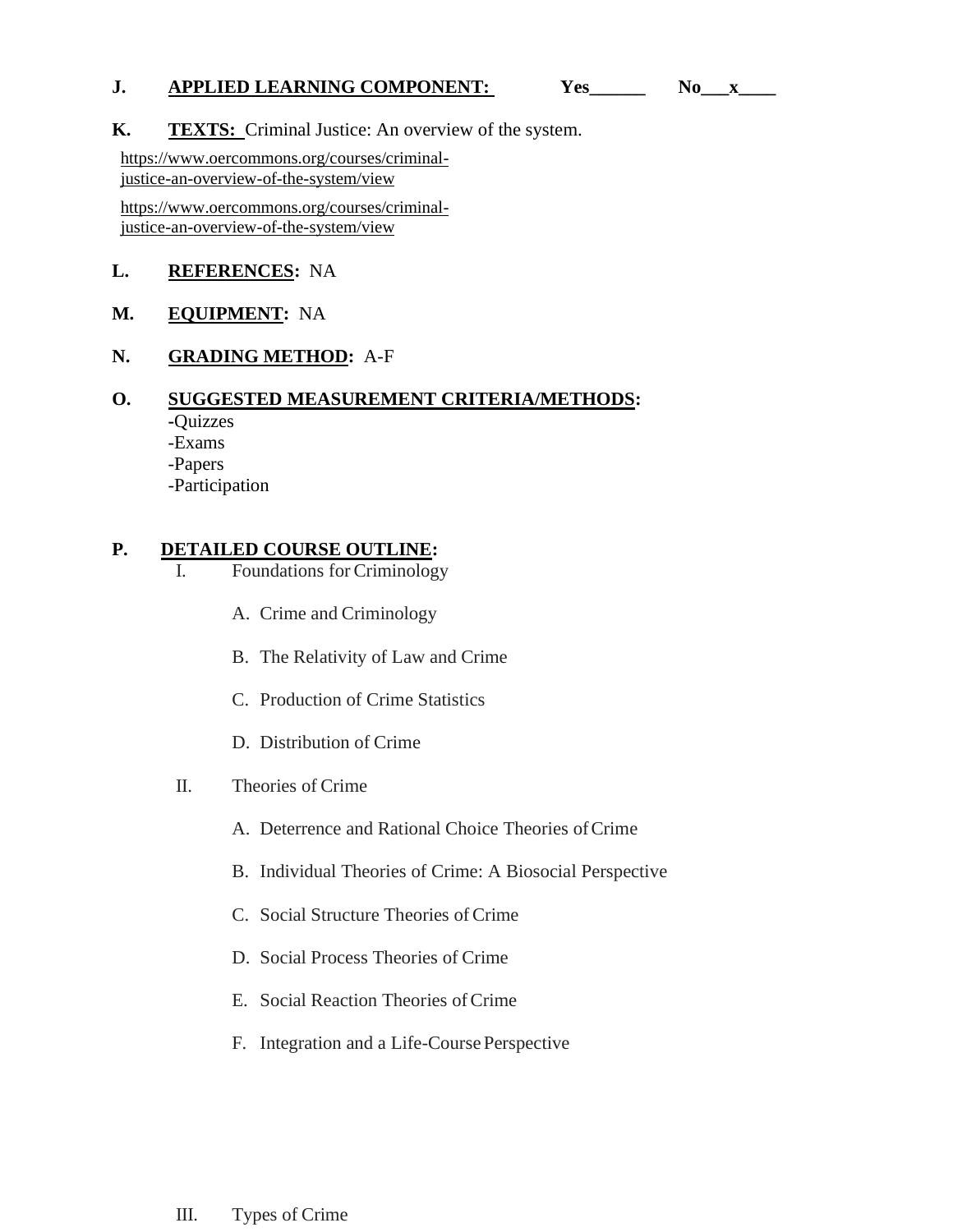**J. APPLIED LEARNING COMPONENT:** **Yes______ No___x____**

**K. TEXTS:** Criminal Justice: An overview of the system.

https://www.oercommons.org/courses/criminal-justice-an-overview-of-the-system/view

https://www.oercommons.org/courses/criminal-justice-an-overview-of-the-system/view

**L. REFERENCES:** NA

**M. EQUIPMENT:** NA

**N. GRADING METHOD:** A-F

**O. SUGGESTED MEASUREMENT CRITERIA/METHODS:**

-Quizzes
-Exams
-Papers
-Participation

**P. DETAILED COURSE OUTLINE:**

I. Foundations for Criminology

  A. Crime and Criminology

  B. The Relativity of Law and Crime

  C. Production of Crime Statistics

  D. Distribution of Crime

II. Theories of Crime

  A. Deterrence and Rational Choice Theories of Crime

  B. Individual Theories of Crime: A Biosocial Perspective

  C. Social Structure Theories of Crime

  D. Social Process Theories of Crime

  E. Social Reaction Theories of Crime

  F. Integration and a Life-Course Perspective

III. Types of Crime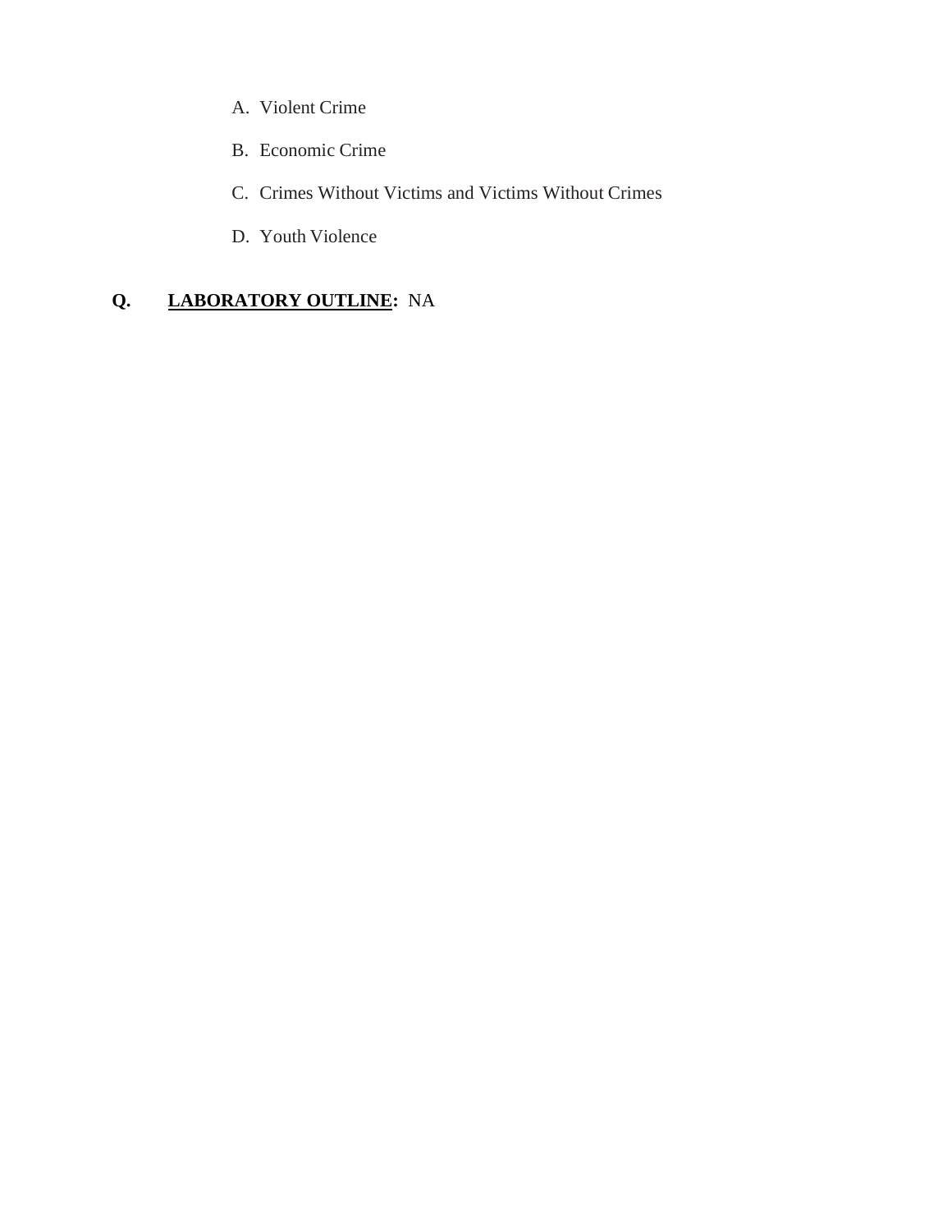A. Violent Crime

B. Economic Crime

C. Crimes Without Victims and Victims Without Crimes

D. Youth Violence

**Q. <u>LABORATORY OUTLINE</u>:** NA